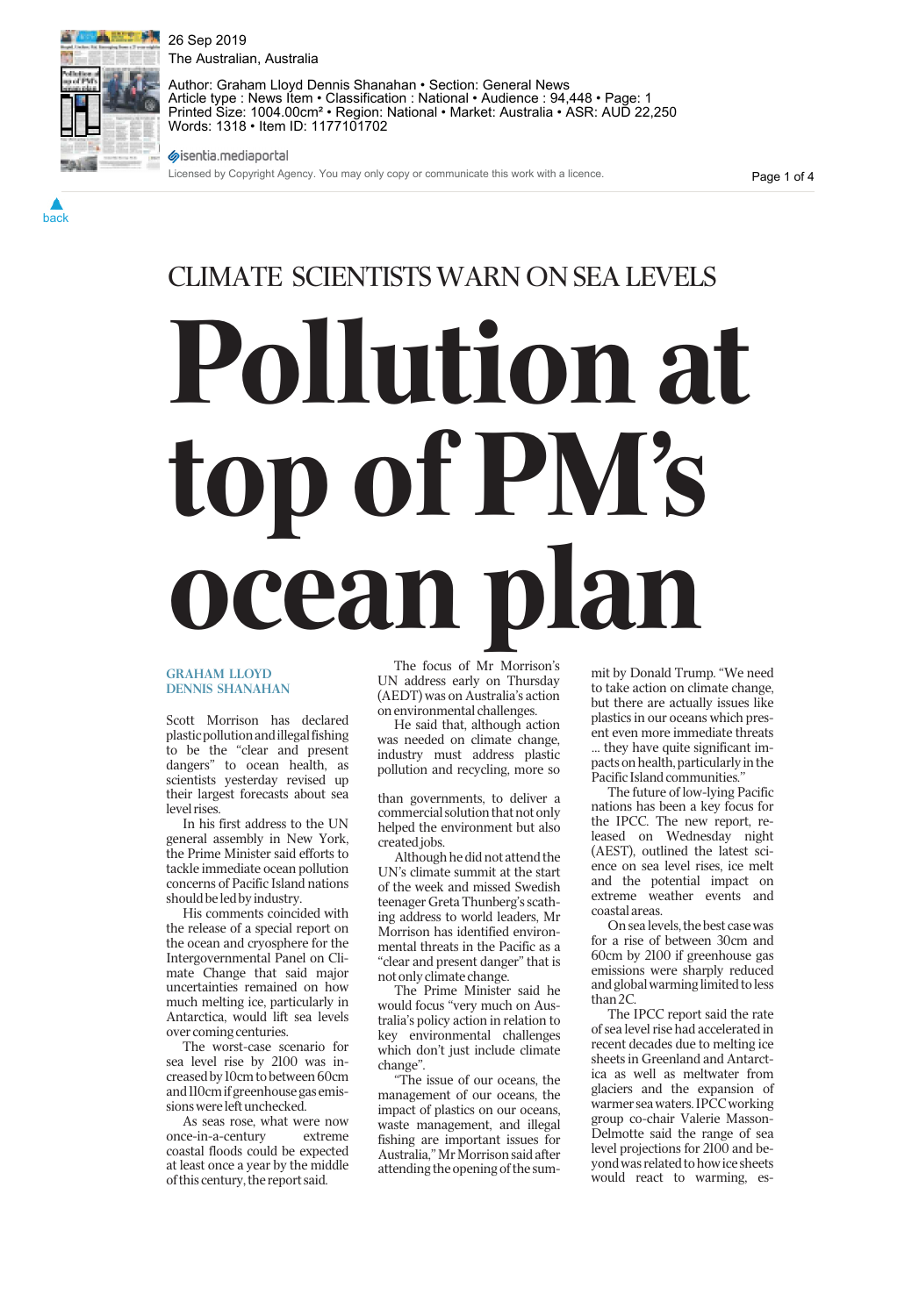26 Sep 2019
The Australian, Australia

Author: Graham Lloyd Dennis Shanahan • Section: General News
Article type : News Item • Classification : National • Audience : 94,448 • Page: 1
Printed Size: 1004.00cm² • Region: National • Market: Australia • ASR: AUD 22,250
Words: 1318 • Item ID: 1177101702

isentia.mediaportal

Licensed by Copyright Agency. You may only copy or communicate this work with a licence.

## CLIMATE SCIENTISTS WARN ON SEA LEVELS

# Pollution at top of PM's ocean plan

GRAHAM LLOYD
DENNIS SHANAHAN

Scott Morrison has declared plastic pollution and illegal fishing to be the "clear and present dangers" to ocean health, as scientists yesterday revised up their largest forecasts about sea level rises.

In his first address to the UN general assembly in New York, the Prime Minister said efforts to tackle immediate ocean pollution concerns of Pacific Island nations should be led by industry.

His comments coincided with the release of a special report on the ocean and cryosphere for the Intergovernmental Panel on Climate Change that said major uncertainties remained on how much melting ice, particularly in Antarctica, would lift sea levels over coming centuries.

The worst-case scenario for sea level rise by 2100 was increased by 10cm to between 60cm and 110cm if greenhouse gas emissions were left unchecked.

As seas rose, what were now once-in-a-century extreme coastal floods could be expected at least once a year by the middle of this century, the report said.

The focus of Mr Morrison's UN address early on Thursday (AEDT) was on Australia's action on environmental challenges.

He said that, although action was needed on climate change, industry must address plastic pollution and recycling, more so than governments, to deliver a commercial solution that not only helped the environment but also created jobs.

Although he did not attend the UN's climate summit at the start of the week and missed Swedish teenager Greta Thunberg's scathing address to world leaders, Mr Morrison has identified environmental threats in the Pacific as a "clear and present danger" that is not only climate change.

The Prime Minister said he would focus "very much on Australia's policy action in relation to key environmental challenges which don't just include climate change".

"The issue of our oceans, the management of our oceans, the impact of plastics on our oceans, waste management, and illegal fishing are important issues for Australia," Mr Morrison said after attending the opening of the summit by Donald Trump. "We need to take action on climate change, but there are actually issues like plastics in our oceans which present even more immediate threats ... they have quite significant impacts on health, particularly in the Pacific Island communities."

The future of low-lying Pacific nations has been a key focus for the IPCC. The new report, released on Wednesday night (AEST), outlined the latest science on sea level rises, ice melt and the potential impact on extreme weather events and coastal areas.

On sea levels, the best case was for a rise of between 30cm and 60cm by 2100 if greenhouse gas emissions were sharply reduced and global warming limited to less than 2C.

The IPCC report said the rate of sea level rise had accelerated in recent decades due to melting ice sheets in Greenland and Antarctica as well as meltwater from glaciers and the expansion of warmer sea waters. IPCC working group co-chair Valerie Masson-Delmotte said the range of sea level projections for 2100 and beyond was related to how ice sheets would react to warming, es-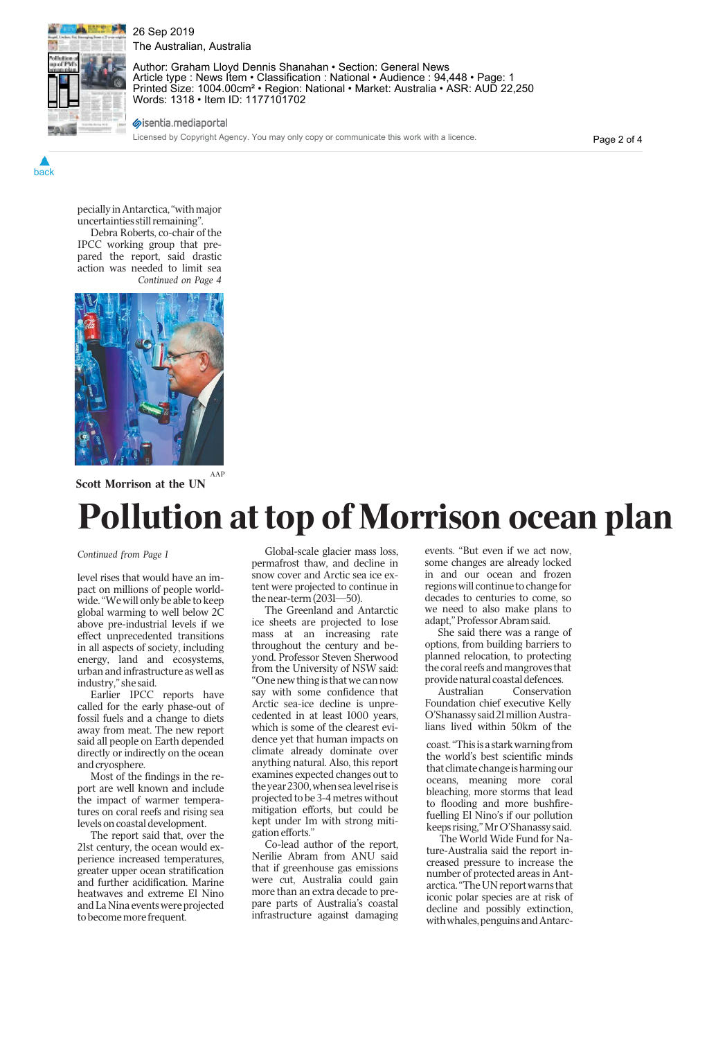pecially in Antarctica, "with major uncertainties still remaining".

Debra Roberts, co-chair of the IPCC working group that prepared the report, said drastic action was needed to limit sea

*Continued on Page 4*

AAP

**Scott Morrison at the UN**

# Pollution at top of Morrison ocean plan

*Continued from Page 1*

level rises that would have an impact on millions of people worldwide. "We will only be able to keep global warming to well below 2C above pre-industrial levels if we effect unprecedented transitions in all aspects of society, including energy, land and ecosystems, urban and infrastructure as well as industry," she said.

Earlier IPCC reports have called for the early phase-out of fossil fuels and a change to diets away from meat. The new report said all people on Earth depended directly or indirectly on the ocean and cryosphere.

Most of the findings in the report are well known and include the impact of warmer temperatures on coral reefs and rising sea levels on coastal development.

The report said that, over the 21st century, the ocean would experience increased temperatures, greater upper ocean stratification and further acidification. Marine heatwaves and extreme El Nino and La Nina events were projected to become more frequent.

Global-scale glacier mass loss, permafrost thaw, and decline in snow cover and Arctic sea ice extent were projected to continue in the near-term (2031—50).

The Greenland and Antarctic ice sheets are projected to lose mass at an increasing rate throughout the century and beyond. Professor Steven Sherwood from the University of NSW said: "One new thing is that we can now say with some confidence that Arctic sea-ice decline is unprecedented in at least 1000 years, which is some of the clearest evidence yet that human impacts on climate already dominate over anything natural. Also, this report examines expected changes out to the year 2300, when sea level rise is projected to be 3-4 metres without mitigation efforts, but could be kept under 1m with strong mitigation efforts."

Co-lead author of the report, Nerilie Abram from ANU said that if greenhouse gas emissions were cut, Australia could gain more than an extra decade to prepare parts of Australia's coastal infrastructure against damaging events. "But even if we act now, some changes are already locked in and our ocean and frozen regions will continue to change for decades to centuries to come, so we need to also make plans to adapt," Professor Abram said.

She said there was a range of options, from building barriers to planned relocation, to protecting the coral reefs and mangroves that provide natural coastal defences.

Australian Conservation Foundation chief executive Kelly O'Shanassy said 21 million Australians lived within 50km of the coast. "This is a stark warning from the world's best scientific minds that climate change is harming our oceans, meaning more coral bleaching, more storms that lead to flooding and more bushfire-fuelling El Nino's if our pollution keeps rising," Mr O'Shanassy said.

The World Wide Fund for Nature-Australia said the report increased pressure to increase the number of protected areas in Antarctica. "The UN report warns that iconic polar species are at risk of decline and possibly extinction, with whales, penguins and Antarc-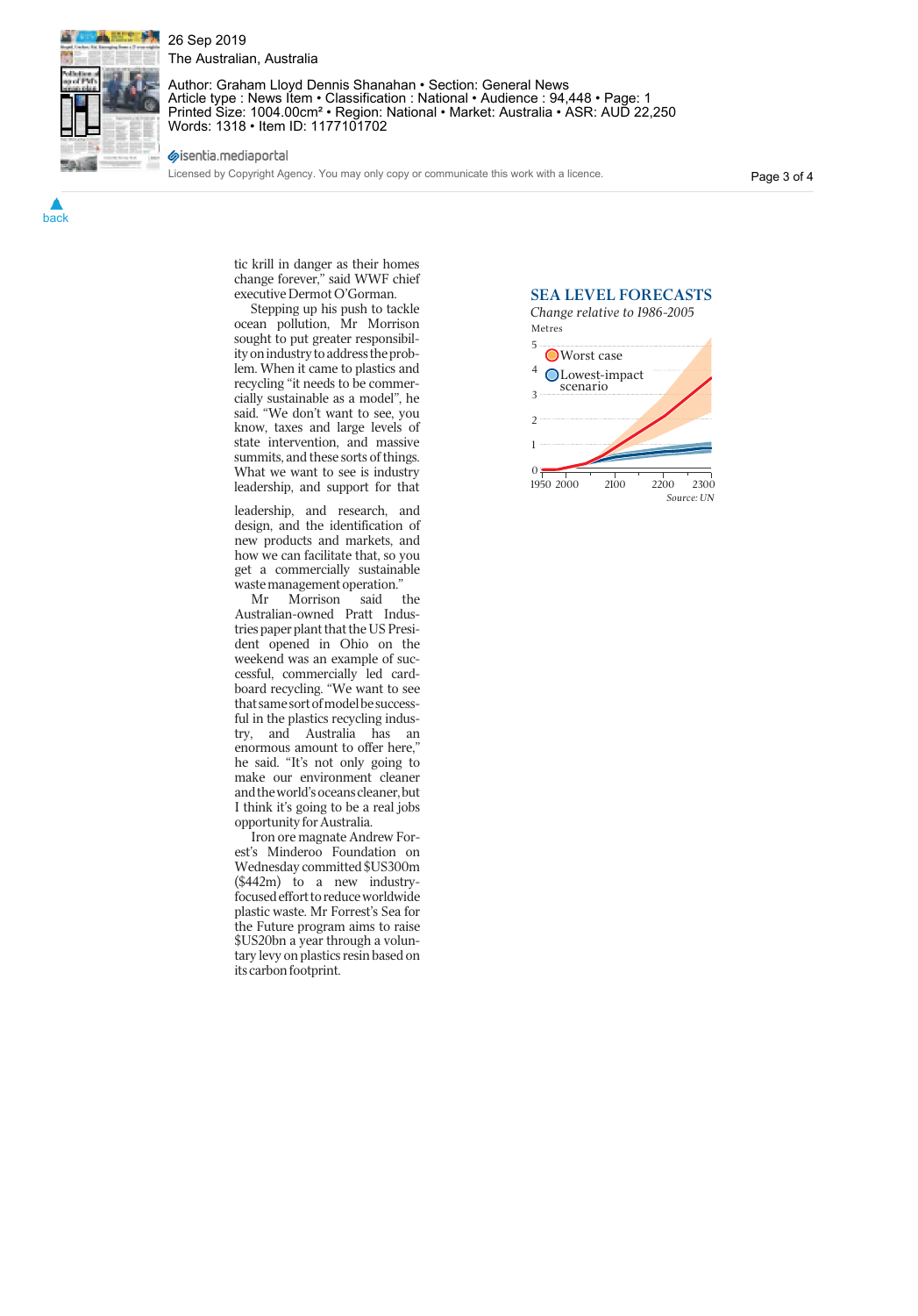tic krill in danger as their homes change forever," said WWF chief executive Dermot O'Gorman.

Stepping up his push to tackle ocean pollution, Mr Morrison sought to put greater responsibility on industry to address the problem. When it came to plastics and recycling "it needs to be commercially sustainable as a model", he said. "We don't want to see, you know, taxes and large levels of state intervention, and massive summits, and these sorts of things. What we want to see is industry leadership, and support for that leadership, and research, and design, and the identification of new products and markets, and how we can facilitate that, so you get a commercially sustainable waste management operation."

Mr Morrison said the Australian-owned Pratt Industries paper plant that the US President opened in Ohio on the weekend was an example of successful, commercially led cardboard recycling. "We want to see that same sort of model be successful in the plastics recycling industry, and Australia has an enormous amount to offer here," he said. "It's not only going to make our environment cleaner and the world's oceans cleaner, but I think it's going to be a real jobs opportunity for Australia.

Iron ore magnate Andrew Forrest's Minderoo Foundation on Wednesday committed $US300m ($442m) to a new industry-focused effort to reduce worldwide plastic waste. Mr Forrest's Sea for the Future program aims to raise $US20bn a year through a voluntary levy on plastics resin based on its carbon footprint.

**SEA LEVEL FORECASTS**

*Change relative to 1986-2005*

Metres

5
4
3
2
1
0

Worst case

Lowest-impact scenario

1950 2000 2100 2200 2300

*Source: UN*